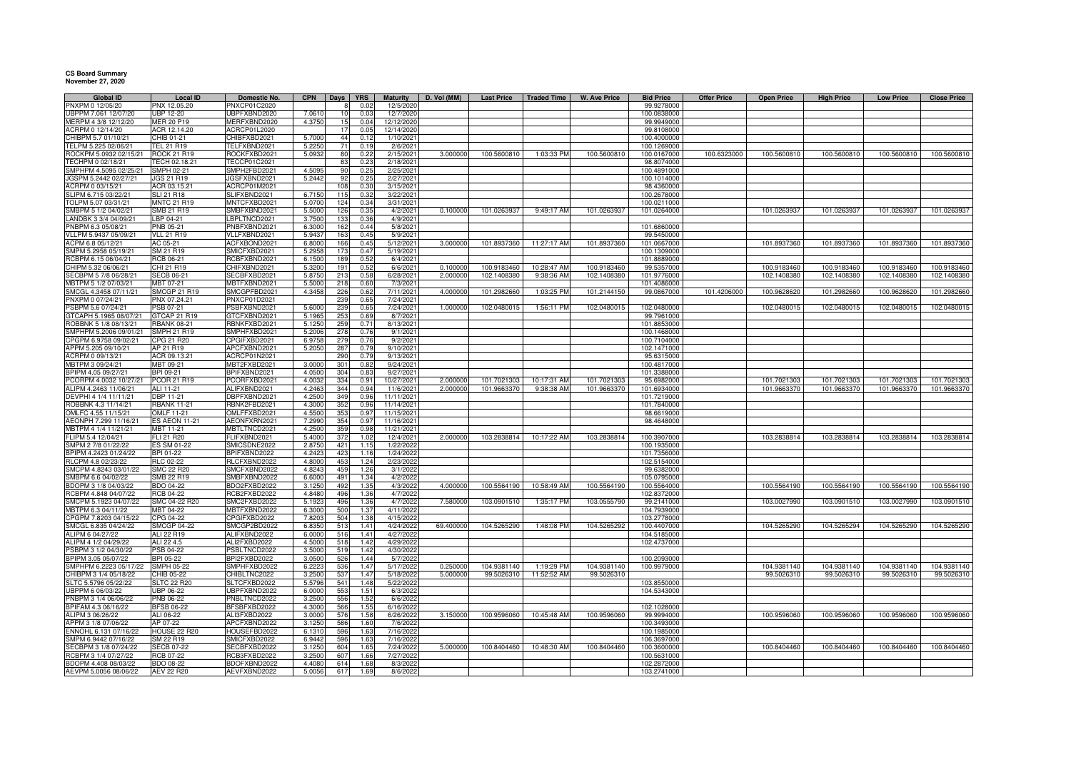**CS Board Summary**
**November 27, 2020**

| Global ID | Local ID | Domestic No. | CPN | Days | YRS | Maturity | D. Vol (MM) | Last Price | Traded Time | W. Ave Price | Bid Price | Offer Price | Open Price | High Price | Low Price | Close Price |
|---|---|---|---|---|---|---|---|---|---|---|---|---|---|---|---|---|
| PNXPM 0 12/05/20 | PNX 12.05.20 | PNXCP01C2020 | | 8 | 0.02 | 12/5/2020 | | | | | 99.9278000 | | | | | |
| UBPPM 7.061 12/07/20 | UBP 12-20 | UBPFXBND2020 | 7.0610 | 10 | 0.03 | 12/7/2020 | | | | | 100.0838000 | | | | | |
| MERPM 4 3/8 12/12/20 | MER 20 P19 | MERFXBND2020 | 4.3750 | 15 | 0.04 | 12/12/2020 | | | | | 99.9949000 | | | | | |
| ACRPM 0 12/14/20 | ACR 12.14.20 | ACRCP01L2020 | | 17 | 0.05 | 12/14/2020 | | | | | 99.8108000 | | | | | |
| CHIBPM 5.7 01/10/21 | CHIB 01-21 | CHIBFXBD2021 | 5.7000 | 44 | 0.12 | 1/10/2021 | | | | | 100.4000000 | | | | | |
| TELPM 5.225 02/06/21 | TEL 21 R19 | TELFXBND2021 | 5.2250 | 71 | 0.19 | 2/6/2021 | | | | | 100.1269000 | | | | | |
| ROCKPM 5.0932 02/15/21 | ROCK 21 R19 | ROCKFXBD2021 | 5.0932 | 80 | 0.22 | 2/15/2021 | 3.000000 | 100.5600810 | 1:03:33 PM | 100.5600810 | 100.0167000 | 100.6323000 | 100.5600810 | 100.5600810 | 100.5600810 | 100.5600810 |
| TECHPM 0 02/18/21 | TECH 02.18.21 | TECCP01C2021 | | 83 | 0.23 | 2/18/2021 | | | | | 98.8074000 | | | | | |
| SMPHPM 4.5095 02/25/21 | SMPH 02-21 | SMPH2FBD2021 | 4.5095 | 90 | 0.25 | 2/25/2021 | | | | | 100.4891000 | | | | | |
| JGSPM 5.2442 02/27/21 | JGS 21 R19 | JGSFXBND2021 | 5.2442 | 92 | 0.25 | 2/27/2021 | | | | | 100.1014000 | | | | | |
| ACRPM 0 03/15/21 | ACR 03.15.21 | ACRCP01M2021 | | 108 | 0.30 | 3/15/2021 | | | | | 98.4360000 | | | | | |
| SLIPM 6.715 03/22/21 | SLI 21 R18 | SLIFXBND2021 | 6.7150 | 115 | 0.32 | 3/22/2021 | | | | | 100.2678000 | | | | | |
| TOLPM 5.07 03/31/21 | MNTC 21 R19 | MNTCFXBD2021 | 5.0700 | 124 | 0.34 | 3/31/2021 | | | | | 100.0211000 | | | | | |
| SMBPM 5 1/2 04/02/21 | SMB 21 R19 | SMBFXBND2021 | 5.5000 | 126 | 0.35 | 4/2/2021 | 0.100000 | 101.0263937 | 9:49:17 AM | 101.0263937 | 101.0264000 | | 101.0263937 | 101.0263937 | 101.0263937 | 101.0263937 |
| LANDBK 3 3/4 04/09/21 | LBP 04-21 | LBPLTNCD2021 | 3.7500 | 133 | 0.36 | 4/9/2021 | | | | | | | | | | |
| PNBPM 6.3 05/08/21 | PNB 05-21 | PNBFXBND2021 | 6.3000 | 162 | 0.44 | 5/8/2021 | | | | | 101.6860000 | | | | | |
| VLLPM 5.9437 05/09/21 | VLL 21 R19 | VLLFXBND2021 | 5.9437 | 163 | 0.45 | 5/9/2021 | | | | | 99.5450000 | | | | | |
| ACPM 6.8 05/12/21 | AC 05-21 | ACFXBOND2021 | 6.8000 | 166 | 0.45 | 5/12/2021 | 3.000000 | 101.8937360 | 11:27:17 AM | 101.8937360 | 101.0667000 | | 101.8937360 | 101.8937360 | 101.8937360 | 101.8937360 |
| SMPM 5.2958 05/19/21 | SM 21 R19 | SMICFXBD2021 | 5.2958 | 173 | 0.47 | 5/19/2021 | | | | | 100.1309000 | | | | | |
| RCBPM 6.15 06/04/21 | RCB 06-21 | RCBFXBND2021 | 6.1500 | 189 | 0.52 | 6/4/2021 | | | | | 101.8889000 | | | | | |
| CHIPM 5.32 06/06/21 | CHI 21 R19 | CHIFXBND2021 | 5.3200 | 191 | 0.52 | 6/6/2021 | 0.100000 | 100.9183460 | 10:28:47 AM | 100.9183460 | 99.5357000 | | 100.9183460 | 100.9183460 | 100.9183460 | 100.9183460 |
| SECBPM 5 7/8 06/28/21 | SECB 06-21 | SECBFXBD2021 | 5.8750 | 213 | 0.58 | 6/28/2021 | 2.000000 | 102.1408380 | 9:38:36 AM | 102.1408380 | 101.9776000 | | 102.1408380 | 102.1408380 | 102.1408380 | 102.1408380 |
| MBTPM 5 1/2 07/03/21 | MBT 07-21 | MBTFXBND2021 | 5.5000 | 218 | 0.60 | 7/3/2021 | | | | | 101.4086000 | | | | | |
| SMCGL 4.3458 07/11/21 | SMCGP 21 R19 | SMCGPFBD2021 | 4.3458 | 226 | 0.62 | 7/11/2021 | 4.000000 | 101.2982660 | 1:03:25 PM | 101.2144150 | 99.0867000 | 101.4206000 | 100.9628620 | 101.2982660 | 100.9628620 | 101.2982660 |
| PNXPM 0 07/24/21 | PNX 07.24.21 | PNXCP01D2021 | | 239 | 0.65 | 7/24/2021 | | | | | | | | | | |
| PSBPM 5.6 07/24/21 | PSB 07-21 | PSBFXBND2021 | 5.6000 | 239 | 0.65 | 7/24/2021 | 1.000000 | 102.0480015 | 1:56:11 PM | 102.0480015 | 102.0480000 | | 102.0480015 | 102.0480015 | 102.0480015 | 102.0480015 |
| GTCAPH 5.1965 08/07/21 | GTCAP 21 R19 | GTCFXBND2021 | 5.1965 | 253 | 0.69 | 8/7/2021 | | | | | 99.7961000 | | | | | |
| ROBBNK 5 1/8 08/13/21 | RBANK 08-21 | RBNKFXBD2021 | 5.1250 | 259 | 0.71 | 8/13/2021 | | | | | 101.8853000 | | | | | |
| SMPHPM 5.2006 09/01/21 | SMPH 21 R19 | SMPHFXBD2021 | 5.2006 | 278 | 0.76 | 9/1/2021 | | | | | 100.1468000 | | | | | |
| CPGPM 6.9758 09/02/21 | CPG 21 R20 | CPGIFXBD2021 | 6.9758 | 279 | 0.76 | 9/2/2021 | | | | | 100.7104000 | | | | | |
| APPM 5.205 09/10/21 | AP 21 R19 | APCFXBND2021 | 5.2050 | 287 | 0.79 | 9/10/2021 | | | | | 102.1471000 | | | | | |
| ACRPM 0 09/13/21 | ACR 09.13.21 | ACRCP01N2021 | | 290 | 0.79 | 9/13/2021 | | | | | 95.6315000 | | | | | |
| MBTPM 3 09/24/21 | MBT 09-21 | MBT2FXBD2021 | 3.0000 | 301 | 0.82 | 9/24/2021 | | | | | 100.4817000 | | | | | |
| BPIPM 4.05 09/27/21 | BPI 09-21 | BPIFXBND2021 | 4.0500 | 304 | 0.83 | 9/27/2021 | | | | | 101.3388000 | | | | | |
| PCORPM 4.0032 10/27/21 | PCOR 21 R19 | PCORFXBD2021 | 4.0032 | 334 | 0.91 | 10/27/2021 | 2.000000 | 101.7021303 | 10:17:31 AM | 101.7021303 | 95.6982000 | | 101.7021303 | 101.7021303 | 101.7021303 | 101.7021303 |
| ALIPM 4.2463 11/06/21 | ALI 11-21 | ALIFXBND2021 | 4.2463 | 344 | 0.94 | 11/6/2021 | 2.000000 | 101.9663370 | 9:38:38 AM | 101.9663370 | 101.6934000 | | 101.9663370 | 101.9663370 | 101.9663370 | 101.9663370 |
| DEVPHI 4 1/4 11/11/21 | DBP 11-21 | DBPFXBND2021 | 4.2500 | 349 | 0.96 | 11/11/2021 | | | | | 101.7219000 | | | | | |
| ROBBNK 4.3 11/14/21 | RBANK 11-21 | RBNK2FBD2021 | 4.3000 | 352 | 0.96 | 11/14/2021 | | | | | 101.7840000 | | | | | |
| OMLFC 4.55 11/15/21 | OMLF 11-21 | OMLFFXBD2021 | 4.5500 | 353 | 0.97 | 11/15/2021 | | | | | 98.6619000 | | | | | |
| AEONPH 7.299 11/16/21 | ES AEON 11-21 | AEONFXRN2021 | 7.2990 | 354 | 0.97 | 11/16/2021 | | | | | 98.4648000 | | | | | |
| MBTPM 4 1/4 11/21/21 | MBT 11-21 | MBTLTNCD2021 | 4.2500 | 359 | 0.98 | 11/21/2021 | | | | | | | | | | |
| FLIPM 5.4 12/04/21 | FLI 21 R20 | FLIFXBND2021 | 5.4000 | 372 | 1.02 | 12/4/2021 | 2.000000 | 103.2838814 | 10:17:22 AM | 103.2838814 | 100.3907000 | | 103.2838814 | 103.2838814 | 103.2838814 | 103.2838814 |
| SMPM 2 7/8 01/22/22 | ES SM 01-22 | SMICSDNE2022 | 2.8750 | 421 | 1.15 | 1/22/2022 | | | | | 100.1935000 | | | | | |
| BPIPM 4.2423 01/24/22 | BPI 01-22 | BPIFXBND2022 | 4.2423 | 423 | 1.16 | 1/24/2022 | | | | | 101.7356000 | | | | | |
| RLCPM 4.8 02/23/22 | RLC 02-22 | RLCFXBND2022 | 4.8000 | 453 | 1.24 | 2/23/2022 | | | | | 102.5154000 | | | | | |
| SMCPM 4.8243 03/01/22 | SMC 22 R20 | SMCFXBND2022 | 4.8243 | 459 | 1.26 | 3/1/2022 | | | | | 99.6382000 | | | | | |
| SMBPM 6.6 04/02/22 | SMB 22 R19 | SMBFXBND2022 | 6.6000 | 491 | 1.34 | 4/2/2022 | | | | | 105.0795000 | | | | | |
| BDOPM 3 1/8 04/03/22 | BDO 04-22 | BDO2FXBD2022 | 3.1250 | 492 | 1.35 | 4/3/2022 | 4.000000 | 100.5564190 | 10:58:49 AM | 100.5564190 | 100.5564000 | | 100.5564190 | 100.5564190 | 100.5564190 | 100.5564190 |
| RCBPM 4.848 04/07/22 | RCB 04-22 | RCB2FXBD2022 | 4.8480 | 496 | 1.36 | 4/7/2022 | | | | | 102.8372000 | | | | | |
| SMCPM 5.1923 04/07/22 | SMC 04-22 R20 | SMC2FXBD2022 | 5.1923 | 496 | 1.36 | 4/7/2022 | 7.580000 | 103.0901510 | 1:35:17 PM | 103.0555790 | 99.2141000 | | 103.0027990 | 103.0901510 | 103.0027990 | 103.0901510 |
| MBTPM 6.3 04/11/22 | MBT 04-22 | MBTFXBND2022 | 6.3000 | 500 | 1.37 | 4/11/2022 | | | | | 104.7939000 | | | | | |
| CPGPM 7.8203 04/15/22 | CPG 04-22 | CPGIFXBD2022 | 7.8203 | 504 | 1.38 | 4/15/2022 | | | | | 103.2778000 | | | | | |
| SMCGL 6.835 04/24/22 | SMCGP 04-22 | SMCGP2BD2022 | 6.8350 | 513 | 1.41 | 4/24/2022 | 69.400000 | 104.5265290 | 1:48:08 PM | 104.5265292 | 100.4407000 | | 104.5265290 | 104.5265294 | 104.5265290 | 104.5265290 |
| ALIPM 6 04/27/22 | ALI 22 R19 | ALIFXBND2022 | 6.0000 | 516 | 1.41 | 4/27/2022 | | | | | 104.5185000 | | | | | |
| ALIPM 4 1/2 04/29/22 | ALI 22 4.5 | ALI2FXBD2022 | 4.5000 | 518 | 1.42 | 4/29/2022 | | | | | 102.4737000 | | | | | |
| PSBPM 3 1/2 04/30/22 | PSB 04-22 | PSBLTNCD2022 | 3.5000 | 519 | 1.42 | 4/30/2022 | | | | | | | | | | |
| BPIPM 3.05 05/07/22 | BPI 05-22 | BPI2FXBD2022 | 3.0500 | 526 | 1.44 | 5/7/2022 | | | | | 100.2093000 | | | | | |
| SMPHPM 6.2223 05/17/22 | SMPH 05-22 | SMPHFXBD2022 | 6.2223 | 536 | 1.47 | 5/17/2022 | 0.250000 | 104.9381140 | 1:19:29 PM | 104.9381140 | 100.9979000 | | 104.9381140 | 104.9381140 | 104.9381140 | 104.9381140 |
| CHIBPM 3 1/4 05/18/22 | CHIB 05-22 | CHIBLTNC2022 | 3.2500 | 537 | 1.47 | 5/18/2022 | 5.000000 | 99.5026310 | 11:52:52 AM | 99.5026310 | | | 99.5026310 | 99.5026310 | 99.5026310 | 99.5026310 |
| SLTC 5.5796 05/22/22 | SLTC 22 R20 | SLTCFXBD2022 | 5.5796 | 541 | 1.48 | 5/22/2022 | | | | | 103.8550000 | | | | | |
| UBPPM 6 06/03/22 | UBP 06-22 | UBPFXBND2022 | 6.0000 | 553 | 1.51 | 6/3/2022 | | | | | 104.5343000 | | | | | |
| PNBPM 3 1/4 06/06/22 | PNB 06-22 | PNBLTNCD2022 | 3.2500 | 556 | 1.52 | 6/6/2022 | | | | | | | | | | |
| BPIFAM 4.3 06/16/22 | BFSB 06-22 | BFSBFXBD2022 | 4.3000 | 566 | 1.55 | 6/16/2022 | | | | | 102.1028000 | | | | | |
| ALIPM 3 06/26/22 | ALI 06-22 | ALI3FXBD2022 | 3.0000 | 576 | 1.58 | 6/26/2022 | 3.150000 | 100.9596060 | 10:45:48 AM | 100.9596060 | 99.9994000 | | 100.9596060 | 100.9596060 | 100.9596060 | 100.9596060 |
| APPM 3 1/8 07/06/22 | AP 07-22 | APCFXBND2022 | 3.1250 | 586 | 1.60 | 7/6/2022 | | | | | 100.3493000 | | | | | |
| ENNOHL 6.131 07/16/22 | HOUSE 22 R20 | HOUSEFBD2022 | 6.1310 | 596 | 1.63 | 7/16/2022 | | | | | 100.1985000 | | | | | |
| SMPM 6.9442 07/16/22 | SM 22 R19 | SMICFXBD2022 | 6.9442 | 596 | 1.63 | 7/16/2022 | | | | | 106.3697000 | | | | | |
| SECBPM 3 1/8 07/24/22 | SECB 07-22 | SECBFXBD2022 | 3.1250 | 604 | 1.65 | 7/24/2022 | 5.000000 | 100.8404460 | 10:48:30 AM | 100.8404460 | 100.3600000 | | 100.8404460 | 100.8404460 | 100.8404460 | 100.8404460 |
| RCBPM 3 1/4 07/27/22 | RCB 07-22 | RCB3FXBD2022 | 3.2500 | 607 | 1.66 | 7/27/2022 | | | | | 100.5631000 | | | | | |
| BDOPM 4.408 08/03/22 | BDO 08-22 | BDOFXBND2022 | 4.4080 | 614 | 1.68 | 8/3/2022 | | | | | 102.2872000 | | | | | |
| AEVPM 5.0056 08/06/22 | AEV 22 R20 | AEVFXBND2022 | 5.0056 | 617 | 1.69 | 8/6/2022 | | | | | 103.2741000 | | | | | |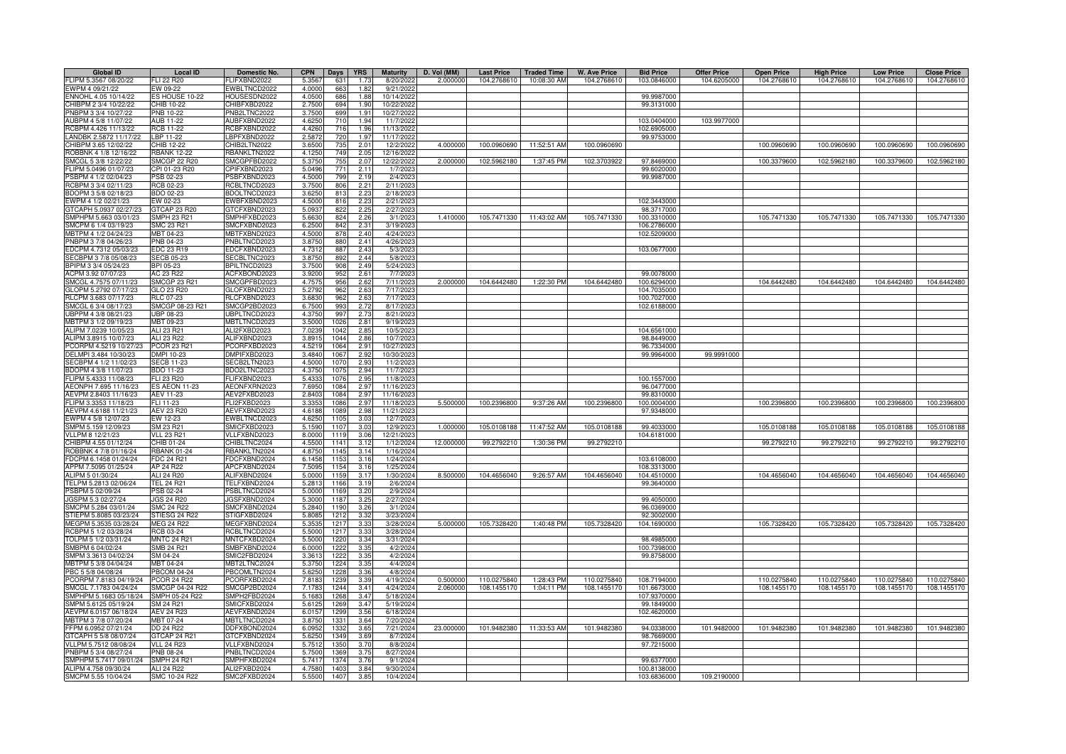| Global ID | Local ID | Domestic No. | CPN | Days | YRS | Maturity | D. Vol (MM) | Last Price | Traded Time | W. Ave Price | Bid Price | Offer Price | Open Price | High Price | Low Price | Close Price |
|---|---|---|---|---|---|---|---|---|---|---|---|---|---|---|---|---|
| FLIPM 5.3567 08/20/22 | FLI 22 R20 | FLIFXBND2022 | 5.3567 | 631 | 1.73 | 8/20/2022 | 2.000000 | 104.2768610 | 10:08:30 AM | 104.2768610 | 103.0846000 | 104.6205000 | 104.2768610 | 104.2768610 | 104.2768610 | 104.2768610 |
| EWPM 4 09/21/22 | EW 09-22 | EWBLTNCD2022 | 4.0000 | 663 | 1.82 | 9/21/2022 | | | | | | | | | | |
| ENNOHL 4.05 10/14/22 | ES HOUSE 10-22 | HOUSESDN2022 | 4.0500 | 686 | 1.88 | 10/14/2022 | | | | | 99.9987000 | | | | | |
| CHIBPM 2 3/4 10/22/22 | CHIB 10-22 | CHIBFXBD2022 | 2.7500 | 694 | 1.90 | 10/22/2022 | | | | | 99.3131000 | | | | | |
| PNBPM 3 3/4 10/27/22 | PNB 10-22 | PNB2LTNC2022 | 3.7500 | 699 | 1.91 | 10/27/2022 | | | | | | | | | | |
| AUBPM 4 5/8 11/07/22 | AUB 11-22 | AUBFXBND2022 | 4.6250 | 710 | 1.94 | 11/7/2022 | | | | | 103.0404000 | 103.9977000 | | | | |
| RCBPM 4.426 11/13/22 | RCB 11-22 | RCBFXBND2022 | 4.4260 | 716 | 1.96 | 11/13/2022 | | | | | 102.6905000 | | | | | |
| LANDBK 2.5872 11/17/22 | LBP 11-22 | LBPFXBND2022 | 2.5872 | 720 | 1.97 | 11/17/2022 | | | | | 99.9753000 | | | | | |
| CHIBPM 3.65 12/02/22 | CHIB 12-22 | CHIB2LTN2022 | 3.6500 | 735 | 2.01 | 12/2/2022 | 4.000000 | 100.0960690 | 11:52:51 AM | 100.0960690 | | | 100.0960690 | 100.0960690 | 100.0960690 | 100.0960690 |
| ROBBNK 4 1/8 12/16/22 | RBANK 12-22 | RBANKLTN2022 | 4.1250 | 749 | 2.05 | 12/16/2022 | | | | | | | | | | |
| SMCGL 5 3/8 12/22/22 | SMCGP 22 R20 | SMCGPFBD2022 | 5.3750 | 755 | 2.07 | 12/22/2022 | 2.000000 | 102.5962180 | 1:37:45 PM | 102.3703922 | 97.8469000 | | 100.3379600 | 102.5962180 | 100.3379600 | 102.5962180 |
| FLIPM 5.0496 01/07/23 | CPI 01-23 R20 | CPIFXBND2023 | 5.0496 | 771 | 2.11 | 1/7/2023 | | | | | 99.6020000 | | | | | |
| PSBPM 4 1/2 02/04/23 | PSB 02-23 | PSBFXBND2023 | 4.5000 | 799 | 2.19 | 2/4/2023 | | | | | 99.9987000 | | | | | |
| RCBPM 3 3/4 02/11/23 | RCB 02-23 | RCBLTNCD2023 | 3.7500 | 806 | 2.21 | 2/11/2023 | | | | | | | | | | |
| BDOPM 3 5/8 02/18/23 | BDO 02-23 | BDOLTNCD2023 | 3.6250 | 813 | 2.23 | 2/18/2023 | | | | | | | | | | |
| EWPM 4 1/2 02/21/23 | EW 02-23 | EWBFXBND2023 | 4.5000 | 816 | 2.23 | 2/21/2023 | | | | | 102.3443000 | | | | | |
| GTCAPH 5.0937 02/27/23 | GTCAP 23 R20 | GTCFXBND2023 | 5.0937 | 822 | 2.25 | 2/27/2023 | | | | | 98.3717000 | | | | | |
| SMPHPM 5.663 03/01/23 | SMPH 23 R21 | SMPHFXBD2023 | 5.6630 | 824 | 2.26 | 3/1/2023 | 1.410000 | 105.7471330 | 11:43:02 AM | 105.7471330 | 100.3310000 | | 105.7471330 | 105.7471330 | 105.7471330 | 105.7471330 |
| SMCPM 6 1/4 03/19/23 | SMC 23 R21 | SMCFXBND2023 | 6.2500 | 842 | 2.31 | 3/19/2023 | | | | | 106.2786000 | | | | | |
| MBTPM 4 1/2 04/24/23 | MBT 04-23 | MBTFXBND2023 | 4.5000 | 878 | 2.40 | 4/24/2023 | | | | | 102.5209000 | | | | | |
| PNBPM 3 7/8 04/26/23 | PNB 04-23 | PNBLTNCD2023 | 3.8750 | 880 | 2.41 | 4/26/2023 | | | | | | | | | | |
| EDCPM 4.7312 05/03/23 | EDC 23 R19 | EDCFXBND2023 | 4.7312 | 887 | 2.43 | 5/3/2023 | | | | | 103.0677000 | | | | | |
| SECBPM 3 7/8 05/08/23 | SECB 05-23 | SECBLTNC2023 | 3.8750 | 892 | 2.44 | 5/8/2023 | | | | | | | | | | |
| BPIPM 3 3/4 05/24/23 | BPI 05-23 | BPILTNCD2023 | 3.7500 | 908 | 2.49 | 5/24/2023 | | | | | | | | | | |
| ACPM 3.92 07/07/23 | AC 23 R22 | ACFXBOND2023 | 3.9200 | 952 | 2.61 | 7/7/2023 | | | | | 99.0078000 | | | | | |
| SMCGL 4.7575 07/11/23 | SMCGP 23 R21 | SMCGPFBD2023 | 4.7575 | 956 | 2.62 | 7/11/2023 | 2.000000 | 104.6442480 | 1:22:30 PM | 104.6442480 | 100.6294000 | | 104.6442480 | 104.6442480 | 104.6442480 | 104.6442480 |
| GLOPM 5.2792 07/17/23 | GLO 23 R20 | GLOFXBND2023 | 5.2792 | 962 | 2.63 | 7/17/2023 | | | | | 104.7035000 | | | | | |
| RLCPM 3.683 07/17/23 | RLC 07-23 | RLCFXBND2023 | 3.6830 | 962 | 2.63 | 7/17/2023 | | | | | 100.7027000 | | | | | |
| SMCGL 6 3/4 08/17/23 | SMCGP 08-23 R21 | SMCGP2BD2023 | 6.7500 | 993 | 2.72 | 8/17/2023 | | | | | 102.6188000 | | | | | |
| UBPPM 4 3/8 08/21/23 | UBP 08-23 | UBPLTNCD2023 | 4.3750 | 997 | 2.73 | 8/21/2023 | | | | | | | | | | |
| MBTPM 3 1/2 09/19/23 | MBT 09-23 | MBTLTNCD2023 | 3.5000 | 1026 | 2.81 | 9/19/2023 | | | | | | | | | | |
| ALIPM 7.0239 10/05/23 | ALI 23 R21 | ALI2FXBD2023 | 7.0239 | 1042 | 2.85 | 10/5/2023 | | | | | 104.6561000 | | | | | |
| ALIPM 3.8915 10/07/23 | ALI 23 R22 | ALIFXBND2023 | 3.8915 | 1044 | 2.86 | 10/7/2023 | | | | | 98.8449000 | | | | | |
| PCORPM 4.5219 10/27/23 | PCOR 23 R21 | PCORFXBD2023 | 4.5219 | 1064 | 2.91 | 10/27/2023 | | | | | 96.7334000 | | | | | |
| DELMPI 3.484 10/30/23 | DMPI 10-23 | DMPIFXBD2023 | 3.4840 | 1067 | 2.92 | 10/30/2023 | | | | | 99.9964000 | 99.9991000 | | | | |
| SECBPM 4 1/2 11/02/23 | SECB 11-23 | SECB2LTN2023 | 4.5000 | 1070 | 2.93 | 11/2/2023 | | | | | | | | | | |
| BDOPM 4 3/8 11/07/23 | BDO 11-23 | BDO2LTNC2023 | 4.3750 | 1075 | 2.94 | 11/7/2023 | | | | | | | | | | |
| FLIPM 5.4333 11/08/23 | FLI 23 R20 | FLIFXBND2023 | 5.4333 | 1076 | 2.95 | 11/8/2023 | | | | | 100.1557000 | | | | | |
| AEONPH 7.695 11/16/23 | ES AEON 11-23 | AEONFXRN2023 | 7.6950 | 1084 | 2.97 | 11/16/2023 | | | | | 96.0477000 | | | | | |
| AEVPM 2.8403 11/16/23 | AEV 11-23 | AEV2FXBD2023 | 2.8403 | 1084 | 2.97 | 11/16/2023 | | | | | 99.8310000 | | | | | |
| FLIPM 3.3353 11/18/23 | FLI 11-23 | FLI2FXBD2023 | 3.3353 | 1086 | 2.97 | 11/18/2023 | 5.500000 | 100.2396800 | 9:37:26 AM | 100.2396800 | 100.0004000 | | 100.2396800 | 100.2396800 | 100.2396800 | 100.2396800 |
| AEVPM 4.6188 11/21/23 | AEV 23 R20 | AEVFXBND2023 | 4.6188 | 1089 | 2.98 | 11/21/2023 | | | | | 97.9348000 | | | | | |
| EWPM 4 5/8 12/07/23 | EW 12-23 | EWBLTNCD2023 | 4.6250 | 1105 | 3.03 | 12/7/2023 | | | | | | | | | | |
| SMPM 5.159 12/09/23 | SM 23 R21 | SMICFXBD2023 | 5.1590 | 1107 | 3.03 | 12/9/2023 | 1.000000 | 105.0108188 | 11:47:52 AM | 105.0108188 | 99.4033000 | | 105.0108188 | 105.0108188 | 105.0108188 | 105.0108188 |
| VLLPM 8 12/21/23 | VLL 23 R21 | VLLFXBND2023 | 8.0000 | 1119 | 3.06 | 12/21/2023 | | | | | 104.6181000 | | | | | |
| CHIBPM 4.55 01/12/24 | CHIB 01-24 | CHIBLTNC2024 | 4.5500 | 1141 | 3.12 | 1/12/2024 | 12.000000 | 99.2792210 | 1:30:36 PM | 99.2792210 | | | 99.2792210 | 99.2792210 | 99.2792210 | 99.2792210 |
| ROBBNK 4 7/8 01/16/24 | RBANK 01-24 | RBANKLTN2024 | 4.8750 | 1145 | 3.14 | 1/16/2024 | | | | | | | | | | |
| FDCPM 6.1458 01/24/24 | FDC 24 R21 | FDCFXBND2024 | 6.1458 | 1153 | 3.16 | 1/24/2024 | | | | | 103.6108000 | | | | | |
| APPM 7.5095 01/25/24 | AP 24 R22 | APCFXBND2024 | 7.5095 | 1154 | 3.16 | 1/25/2024 | | | | | 108.3313000 | | | | | |
| ALIPM 5 01/30/24 | ALI 24 R20 | ALIFXBND2024 | 5.0000 | 1159 | 3.17 | 1/30/2024 | 8.500000 | 104.4656040 | 9:26:57 AM | 104.4656040 | 104.4510000 | | 104.4656040 | 104.4656040 | 104.4656040 | 104.4656040 |
| TELPM 5.2813 02/06/24 | TEL 24 R21 | TELFXBND2024 | 5.2813 | 1166 | 3.19 | 2/6/2024 | | | | | 99.3640000 | | | | | |
| PSBPM 5 02/09/24 | PSB 02-24 | PSBLTNCD2024 | 5.0000 | 1169 | 3.20 | 2/9/2024 | | | | | | | | | | |
| JGSPM 5.3 02/27/24 | JGS 24 R20 | JGSFXBND2024 | 5.3000 | 1187 | 3.25 | 2/27/2024 | | | | | 99.4050000 | | | | | |
| SMCPM 5.284 03/01/24 | SMC 24 R22 | SMCFXBND2024 | 5.2840 | 1190 | 3.26 | 3/1/2024 | | | | | 96.0369000 | | | | | |
| STIEPM 5.8085 03/23/24 | STIESG 24 R22 | STIGFXBD2024 | 5.8085 | 1212 | 3.32 | 3/23/2024 | | | | | 92.3002000 | | | | | |
| MEGPM 5.3535 03/28/24 | MEG 24 R22 | MEGFXBND2024 | 5.3535 | 1217 | 3.33 | 3/28/2024 | 5.000000 | 105.7328420 | 1:40:48 PM | 105.7328420 | 104.1690000 | | 105.7328420 | 105.7328420 | 105.7328420 | 105.7328420 |
| RCBPM 5 1/2 03/28/24 | RCB 03-24 | RCBLTNCD2024 | 5.5000 | 1217 | 3.33 | 3/28/2024 | | | | | | | | | | |
| TOLPM 5 1/2 03/31/24 | MNTC 24 R21 | MNTCFXBD2024 | 5.5000 | 1220 | 3.34 | 3/31/2024 | | | | | 98.4985000 | | | | | |
| SMBPM 6 04/02/24 | SMB 24 R21 | SMBFXBND2024 | 6.0000 | 1222 | 3.35 | 4/2/2024 | | | | | 100.7398000 | | | | | |
| SMPM 3.3613 04/02/24 | SM 04-24 | SMIC2FBD2024 | 3.3613 | 1222 | 3.35 | 4/2/2024 | | | | | 99.8758000 | | | | | |
| MBTPM 5 3/8 04/04/24 | MBT 04-24 | MBT2LTNC2024 | 5.3750 | 1224 | 3.35 | 4/4/2024 | | | | | | | | | | |
| PBC 5 5/8 04/08/24 | PBCOM 04-24 | PBCOMLTN2024 | 5.6250 | 1228 | 3.36 | 4/8/2024 | | | | | | | | | | |
| PCORPM 7.8183 04/19/24 | PCOR 24 R22 | PCORFXBD2024 | 7.8183 | 1239 | 3.39 | 4/19/2024 | 0.500000 | 110.0275840 | 1:28:43 PM | 110.0275840 | 108.7194000 | | 110.0275840 | 110.0275840 | 110.0275840 | 110.0275840 |
| SMCGL 7.1783 04/24/24 | SMCGP 04-24 R22 | SMCGP2BD2024 | 7.1783 | 1244 | 3.41 | 4/24/2024 | 2.060000 | 108.1455170 | 1:04:11 PM | 108.1455170 | 101.6673000 | | 108.1455170 | 108.1455170 | 108.1455170 | 108.1455170 |
| SMPHPM 5.1683 05/18/24 | SMPH 05-24 R22 | SMPH2FBD2024 | 5.1683 | 1268 | 3.47 | 5/18/2024 | | | | | 107.9370000 | | | | | |
| SMPM 5.6125 05/19/24 | SM 24 R21 | SMICFXBD2024 | 5.6125 | 1269 | 3.47 | 5/19/2024 | | | | | 99.1849000 | | | | | |
| AEVPM 6.0157 06/18/24 | AEV 24 R23 | AEVFXBND2024 | 6.0157 | 1299 | 3.56 | 6/18/2024 | | | | | 102.4620000 | | | | | |
| MBTPM 3 7/8 07/20/24 | MBT 07-24 | MBTLTNCD2024 | 3.8750 | 1331 | 3.64 | 7/20/2024 | | | | | | | | | | |
| FFPM 6.0952 07/21/24 | DD 24 R22 | DDFXBOND2024 | 6.0952 | 1332 | 3.65 | 7/21/2024 | 23.000000 | 101.9482380 | 11:33:53 AM | 101.9482380 | 94.0338000 | 101.9482000 | 101.9482380 | 101.9482380 | 101.9482380 | 101.9482380 |
| GTCAPH 5 5/8 08/07/24 | GTCAP 24 R21 | GTCFXBND2024 | 5.6250 | 1349 | 3.69 | 8/7/2024 | | | | | 98.7669000 | | | | | |
| VLLPM 5.7512 08/08/24 | VLL 24 R23 | VLLFXBND2024 | 5.7512 | 1350 | 3.70 | 8/8/2024 | | | | | 97.7215000 | | | | | |
| PNBPM 5 3/4 08/27/24 | PNB 08-24 | PNBLTNCD2024 | 5.7500 | 1369 | 3.75 | 8/27/2024 | | | | | | | | | | |
| SMPHPM 5.7417 09/01/24 | SMPH 24 R21 | SMPHFXBD2024 | 5.7417 | 1374 | 3.76 | 9/1/2024 | | | | | 99.6377000 | | | | | |
| ALIPM 4.758 09/30/24 | ALI 24 R22 | ALI2FXBD2024 | 4.7580 | 1403 | 3.84 | 9/30/2024 | | | | | 100.8138000 | | | | | |
| SMCPM 5.55 10/04/24 | SMC 10-24 R22 | SMC2FXBD2024 | 5.5500 | 1407 | 3.85 | 10/4/2024 | | | | | 103.6836000 | 109.2190000 | | | | |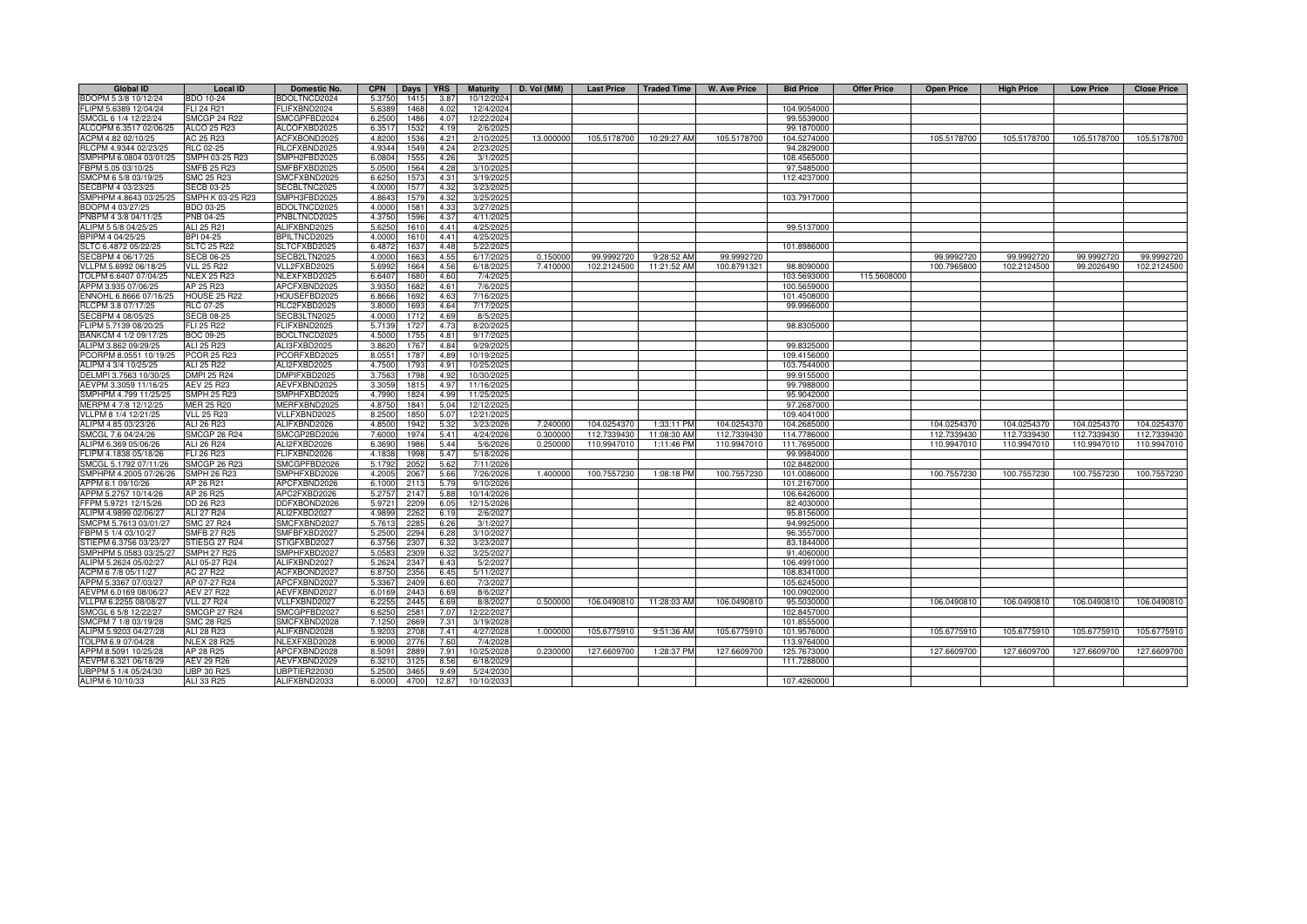| Global ID | Local ID | Domestic No. | CPN | Days | YRS | Maturity | D. Vol (MM) | Last Price | Traded Time | W. Ave Price | Bid Price | Offer Price | Open Price | High Price | Low Price | Close Price |
|---|---|---|---|---|---|---|---|---|---|---|---|---|---|---|---|---|
| BDOPM 5 3/8 10/12/24 | BDO 10-24 | BDOLTNCD2024 | 5.3750 | 1415 | 3.87 | 10/12/2024 | | | | | | | | | | |
| FLIPM 5.6389 12/04/24 | FLI 24 R21 | FLIFXBND2024 | 5.6389 | 1468 | 4.02 | 12/4/2024 | | | | | 104.9054000 | | | | | |
| SMCGL 6 1/4 12/22/24 | SMCGP 24 R22 | SMCGPFBD2024 | 6.2500 | 1486 | 4.07 | 12/22/2024 | | | | | 99.5539000 | | | | | |
| ALCOPM 6.3517 02/06/25 | ALCO 25 R23 | ALCOFXBD2025 | 6.3517 | 1532 | 4.19 | 2/6/2025 | | | | | 99.1870000 | | | | | |
| ACPM 4.82 02/10/25 | AC 25 R23 | ACFXBOND2025 | 4.8200 | 1536 | 4.21 | 2/10/2025 | 13.000000 | 105.5178700 | 10:29:27 AM | 105.5178700 | 104.5274000 | | 105.5178700 | 105.5178700 | 105.5178700 | 105.5178700 |
| RLCPM 4.9344 02/23/25 | RLC 02-25 | RLCFXBND2025 | 4.9344 | 1549 | 4.24 | 2/23/2025 | | | | | 94.2829000 | | | | | |
| SMPHPM 6.0804 03/01/25 | SMPH 03-25 R23 | SMPH2FBD2025 | 6.0804 | 1555 | 4.26 | 3/1/2025 | | | | | 108.4565000 | | | | | |
| FBPM 5.05 03/10/25 | SMFB 25 R23 | SMFBFXBD2025 | 5.0500 | 1564 | 4.28 | 3/10/2025 | | | | | 97.5485000 | | | | | |
| SMCPM 6 5/8 03/19/25 | SMC 25 R23 | SMCFXBND2025 | 6.6250 | 1573 | 4.31 | 3/19/2025 | | | | | 112.4237000 | | | | | |
| SECBPM 4 03/23/25 | SECB 03-25 | SECBLTNC2025 | 4.0000 | 1577 | 4.32 | 3/23/2025 | | | | | | | | | | |
| SMPHPM 4.8643 03/25/25 | SMPH K 03-25 R23 | SMPH3FBD2025 | 4.8643 | 1579 | 4.32 | 3/25/2025 | | | | | 103.7917000 | | | | | |
| BDOPM 4 03/27/25 | BDO 03-25 | BDOLTNCD2025 | 4.0000 | 1581 | 4.33 | 3/27/2025 | | | | | | | | | | |
| PNBPM 4 3/8 04/11/25 | PNB 04-25 | PNBLTNCD2025 | 4.3750 | 1596 | 4.37 | 4/11/2025 | | | | | | | | | | |
| ALIPM 5 5/8 04/25/25 | ALI 25 R21 | ALIFXBND2025 | 5.6250 | 1610 | 4.41 | 4/25/2025 | | | | | 99.5137000 | | | | | |
| BPIPM 4 04/25/25 | BPI 04-25 | BPILTNCD2025 | 4.0000 | 1610 | 4.41 | 4/25/2025 | | | | | | | | | | |
| SLTC 6.4872 05/22/25 | SLTC 25 R22 | SLTCFXBD2025 | 6.4872 | 1637 | 4.48 | 5/22/2025 | | | | | 101.8986000 | | | | | |
| SECBPM 4 06/17/25 | SECB 06-25 | SECB2LTN2025 | 4.0000 | 1663 | 4.55 | 6/17/2025 | 0.150000 | 99.9992720 | 9:28:52 AM | 99.9992720 | | | 99.9992720 | 99.9992720 | 99.9992720 | 99.9992720 |
| VLLPM 5.6992 06/18/25 | VLL 25 R22 | VLL2FXBD2025 | 5.6992 | 1664 | 4.56 | 6/18/2025 | 7.410000 | 102.2124500 | 11:21:52 AM | 100.8791321 | 98.8090000 | | 100.7965800 | 102.2124500 | 99.2026490 | 102.2124500 |
| TOLPM 6.6407 07/04/25 | NLEX 25 R23 | NLEXFXBD2025 | 6.6407 | 1680 | 4.60 | 7/4/2025 | | | | | 103.5693000 | 115.5608000 | | | | |
| APPM 3.935 07/06/25 | AP 25 R23 | APCFXBND2025 | 3.9350 | 1682 | 4.61 | 7/6/2025 | | | | | 100.5659000 | | | | | |
| ENNOHL 6.8666 07/16/25 | HOUSE 25 R22 | HOUSEFBD2025 | 6.8666 | 1692 | 4.63 | 7/16/2025 | | | | | 101.4508000 | | | | | |
| RLCPM 3.8 07/17/25 | RLC 07-25 | RLC2FXBD2025 | 3.8000 | 1693 | 4.64 | 7/17/2025 | | | | | 99.9966000 | | | | | |
| SECBPM 4 08/05/25 | SECB 08-25 | SECB3LTN2025 | 4.0000 | 1712 | 4.69 | 8/5/2025 | | | | | | | | | | |
| FLIPM 5.7139 08/20/25 | FLI 25 R22 | FLIFXBND2025 | 5.7139 | 1727 | 4.73 | 8/20/2025 | | | | | 98.8305000 | | | | | |
| BANKCM 4 1/2 09/17/25 | BOC 09-25 | BOCLTNCD2025 | 4.5000 | 1755 | 4.81 | 9/17/2025 | | | | | | | | | | |
| ALIPM 3.862 09/29/25 | ALI 25 R23 | ALI3FXBD2025 | 3.8620 | 1767 | 4.84 | 9/29/2025 | | | | | 99.8325000 | | | | | |
| PCORPM 8.0551 10/19/25 | PCOR 25 R23 | PCORFXBD2025 | 8.0551 | 1787 | 4.89 | 10/19/2025 | | | | | 109.4156000 | | | | | |
| ALIPM 4 3/4 10/25/25 | ALI 25 R22 | ALI2FXBD2025 | 4.7500 | 1793 | 4.91 | 10/25/2025 | | | | | 103.7544000 | | | | | |
| DELMPI 3.7563 10/30/25 | DMPI 25 R24 | DMPIFXBD2025 | 3.7563 | 1798 | 4.92 | 10/30/2025 | | | | | 99.9155000 | | | | | |
| AEVPM 3.3059 11/16/25 | AEV 25 R23 | AEVFXBND2025 | 3.3059 | 1815 | 4.97 | 11/16/2025 | | | | | 99.7988000 | | | | | |
| SMPHPM 4.799 11/25/25 | SMPH 25 R23 | SMPHFXBD2025 | 4.7990 | 1824 | 4.99 | 11/25/2025 | | | | | 95.9042000 | | | | | |
| MERPM 4 7/8 12/12/25 | MER 25 R20 | MERFXBND2025 | 4.8750 | 1841 | 5.04 | 12/12/2025 | | | | | 97.2687000 | | | | | |
| VLLPM 8 1/4 12/21/25 | VLL 25 R23 | VLLFXBND2025 | 8.2500 | 1850 | 5.07 | 12/21/2025 | | | | | 109.4041000 | | | | | |
| ALIPM 4.85 03/23/26 | ALI 26 R23 | ALIFXBND2026 | 4.8500 | 1942 | 5.32 | 3/23/2026 | 7.240000 | 104.0254370 | 1:33:11 PM | 104.0254370 | 104.2685000 | | 104.0254370 | 104.0254370 | 104.0254370 | 104.0254370 |
| SMCGL 7.6 04/24/26 | SMCGP 26 R24 | SMCGP2BD2026 | 7.6000 | 1974 | 5.41 | 4/24/2026 | 0.300000 | 112.7339430 | 11:08:30 AM | 112.7339430 | 114.7786000 | | 112.7339430 | 112.7339430 | 112.7339430 | 112.7339430 |
| ALIPM 6.369 05/06/26 | ALI 26 R24 | ALI2FXBD2026 | 6.3690 | 1986 | 5.44 | 5/6/2026 | 0.250000 | 110.9947010 | 1:11:46 PM | 110.9947010 | 111.7695000 | | 110.9947010 | 110.9947010 | 110.9947010 | 110.9947010 |
| FLIPM 4.1838 05/18/26 | FLI 26 R23 | FLIFXBND2026 | 4.1838 | 1998 | 5.47 | 5/18/2026 | | | | | 99.9984000 | | | | | |
| SMCGL 5.1792 07/11/26 | SMCGP 26 R23 | SMCGPFBD2026 | 5.1792 | 2052 | 5.62 | 7/11/2026 | | | | | 102.8482000 | | | | | |
| SMPHPM 4.2005 07/26/26 | SMPH 26 R23 | SMPHFXBD2026 | 4.2005 | 2067 | 5.66 | 7/26/2026 | 1.400000 | 100.7557230 | 1:08:18 PM | 100.7557230 | 101.0086000 | | 100.7557230 | 100.7557230 | 100.7557230 | 100.7557230 |
| APPM 6.1 09/10/26 | AP 26 R21 | APCFXBND2026 | 6.1000 | 2113 | 5.79 | 9/10/2026 | | | | | 101.2167000 | | | | | |
| APPM 5.2757 10/14/26 | AP 26 R25 | APC2FXBD2026 | 5.2757 | 2147 | 5.88 | 10/14/2026 | | | | | 106.6426000 | | | | | |
| FFPM 5.9721 12/15/26 | DD 26 R23 | DDFXBOND2026 | 5.9721 | 2209 | 6.05 | 12/15/2026 | | | | | 82.4030000 | | | | | |
| ALIPM 4.9899 02/06/27 | ALI 27 R24 | ALI2FXBD2027 | 4.9899 | 2262 | 6.19 | 2/6/2027 | | | | | 95.8156000 | | | | | |
| SMCPM 5.7613 03/01/27 | SMC 27 R24 | SMCFXBND2027 | 5.7613 | 2285 | 6.26 | 3/1/2027 | | | | | 94.9925000 | | | | | |
| FBPM 5 1/4 03/10/27 | SMFB 27 R25 | SMFBFXBD2027 | 5.2500 | 2294 | 6.28 | 3/10/2027 | | | | | 96.3557000 | | | | | |
| STIEPM 6.3756 03/23/27 | STIESG 27 R24 | STIGFXBD2027 | 6.3756 | 2307 | 6.32 | 3/23/2027 | | | | | 83.1844000 | | | | | |
| SMPHPM 5.0583 03/25/27 | SMPH 27 R25 | SMPHFXBD2027 | 5.0583 | 2309 | 6.32 | 3/25/2027 | | | | | 91.4060000 | | | | | |
| ALIPM 5.2624 05/02/27 | ALI 05-27 R24 | ALIFXBND2027 | 5.2624 | 2347 | 6.43 | 5/2/2027 | | | | | 106.4991000 | | | | | |
| ACPM 6 7/8 05/11/27 | AC 27 R22 | ACFXBOND2027 | 6.8750 | 2356 | 6.45 | 5/11/2027 | | | | | 108.8341000 | | | | | |
| APPM 5.3367 07/03/27 | AP 07-27 R24 | APCFXBND2027 | 5.3367 | 2409 | 6.60 | 7/3/2027 | | | | | 105.6245000 | | | | | |
| AEVPM 6.0169 08/06/27 | AEV 27 R24 | AEVFXBND2027 | 6.0169 | 2443 | 6.69 | 8/6/2027 | | | | | 100.0902000 | | | | | |
| VLLPM 6.2255 08/08/27 | VLL 27 R24 | VLLFXBND2027 | 6.2255 | 2445 | 6.69 | 8/8/2027 | 0.500000 | 106.0490810 | 11:28:03 AM | 106.0490810 | 95.5030000 | | 106.0490810 | 106.0490810 | 106.0490810 | 106.0490810 |
| SMCGL 6 5/8 12/22/27 | SMCGP 27 R24 | SMCGPFBD2027 | 6.6250 | 2581 | 7.07 | 12/22/2027 | | | | | 102.8457000 | | | | | |
| SMCPM 7 1/8 03/19/28 | SMC 28 R25 | SMCFXBND2028 | 7.1250 | 2669 | 7.31 | 3/19/2028 | | | | | 101.8555000 | | | | | |
| ALIPM 5.9203 04/27/28 | ALI 28 R23 | ALIFXBND2028 | 5.9203 | 2708 | 7.41 | 4/27/2028 | 1.000000 | 105.6775910 | 9:51:36 AM | 105.6775910 | 101.9576000 | | 105.6775910 | 105.6775910 | 105.6775910 | 105.6775910 |
| TOLPM 6.9 07/04/28 | NLEX 28 R25 | NLEXFXBD2028 | 6.9000 | 2776 | 7.60 | 7/4/2028 | | | | | 113.9764000 | | | | | |
| APPM 8.5091 10/25/28 | AP 28 R25 | APCFXBND2028 | 8.5091 | 2889 | 7.91 | 10/25/2028 | 0.230000 | 127.6609700 | 1:28:37 PM | 127.6609700 | 125.7673000 | | 127.6609700 | 127.6609700 | 127.6609700 | 127.6609700 |
| AEVPM 6.321 06/18/29 | AEV 29 R26 | AEVFXBND2029 | 6.3210 | 3125 | 8.56 | 6/18/2029 | | | | | 111.7288000 | | | | | |
| UBPPM 5 1/4 05/24/30 | UBP 30 R25 | UBPTIER22030 | 5.2500 | 3465 | 9.49 | 5/24/2030 | | | | | | | | | | |
| ALIPM 6 10/10/33 | ALI 33 R25 | ALIFXBND2033 | 6.0000 | 4700 | 12.87 | 10/10/2033 | | | | | 107.4260000 | | | | | |